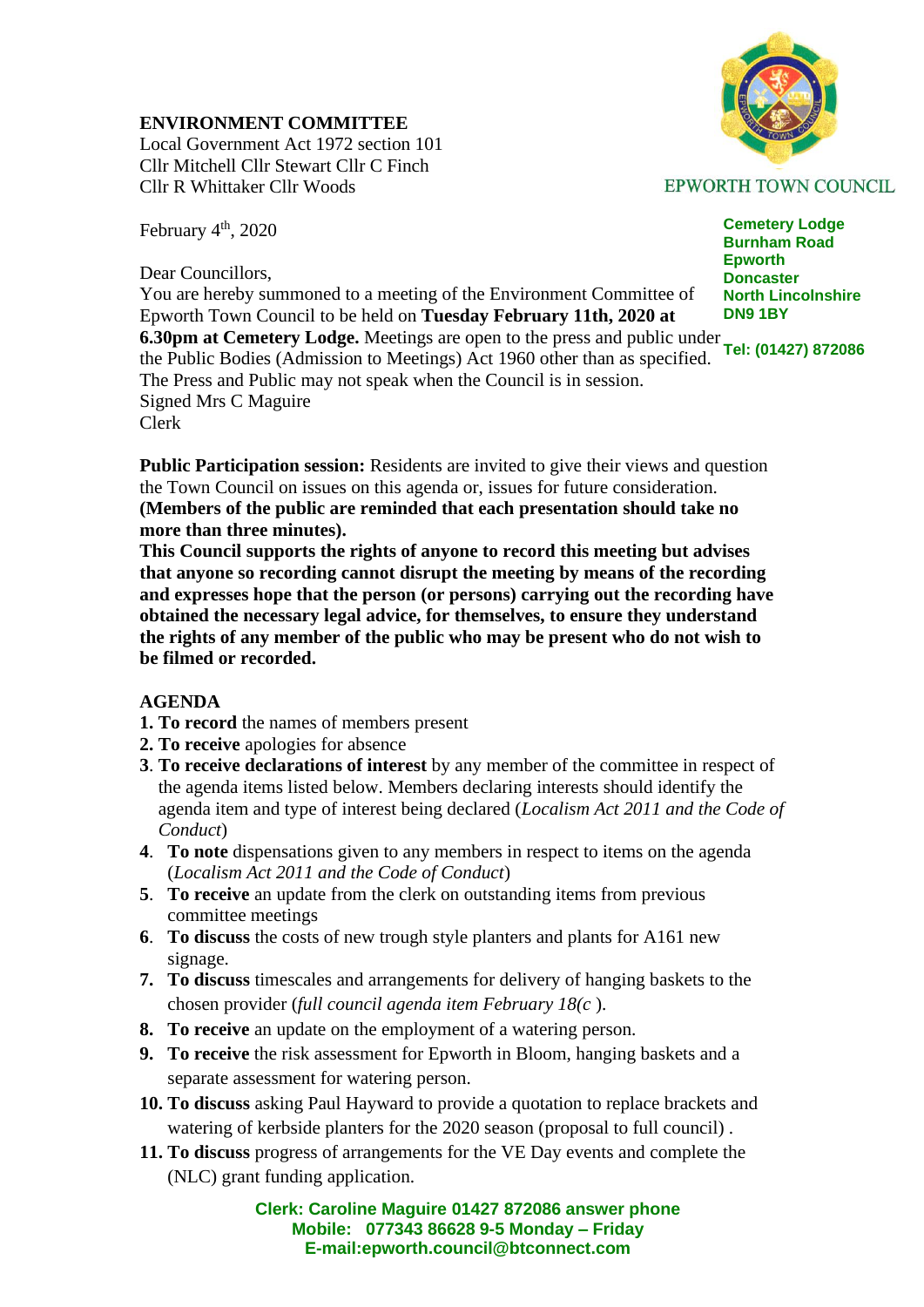**ENVIRONMENT COMMITTEE**
Local Government Act 1972 section 101
Cllr Mitchell Cllr Stewart Cllr C Finch
Cllr R Whittaker Cllr Woods

EPWORTH TOWN COUNCIL

**Cemetery Lodge**
**Burnham Road**
**Epworth**
**Doncaster**
**North Lincolnshire**
**DN9 1BY**

**Tel: (01427) 872086**

February 4th, 2020

Dear Councillors,
You are hereby summoned to a meeting of the Environment Committee of Epworth Town Council to be held on **Tuesday February 11th, 2020 at 6.30pm at Cemetery Lodge.** Meetings are open to the press and public under the Public Bodies (Admission to Meetings) Act 1960 other than as specified. The Press and Public may not speak when the Council is in session.
Signed Mrs C Maguire
Clerk

**Public Participation session:** Residents are invited to give their views and question the Town Council on issues on this agenda or, issues for future consideration. **(Members of the public are reminded that each presentation should take no more than three minutes).**
**This Council supports the rights of anyone to record this meeting but advises that anyone so recording cannot disrupt the meeting by means of the recording and expresses hope that the person (or persons) carrying out the recording have obtained the necessary legal advice, for themselves, to ensure they understand the rights of any member of the public who may be present who do not wish to be filmed or recorded.**

**AGENDA**

1. **To record** the names of members present
2. **To receive** apologies for absence
3. **To receive declarations of interest** by any member of the committee in respect of the agenda items listed below. Members declaring interests should identify the agenda item and type of interest being declared (*Localism Act 2011 and the Code of Conduct*)
4. **To note** dispensations given to any members in respect to items on the agenda (*Localism Act 2011 and the Code of Conduct*)
5. **To receive** an update from the clerk on outstanding items from previous committee meetings
6. **To discuss** the costs of new trough style planters and plants for A161 new signage.
7. **To discuss** timescales and arrangements for delivery of hanging baskets to the chosen provider (*full council agenda item February 18(c* ).
8. **To receive** an update on the employment of a watering person.
9. **To receive** the risk assessment for Epworth in Bloom, hanging baskets and a separate assessment for watering person.
10. **To discuss** asking Paul Hayward to provide a quotation to replace brackets and watering of kerbside planters for the 2020 season (proposal to full council) .
11. **To discuss** progress of arrangements for the VE Day events and complete the (NLC) grant funding application.

**Clerk: Caroline Maguire 01427 872086 answer phone**
**Mobile: 077343 86628 9-5 Monday – Friday**
**E-mail:epworth.council@btconnect.com**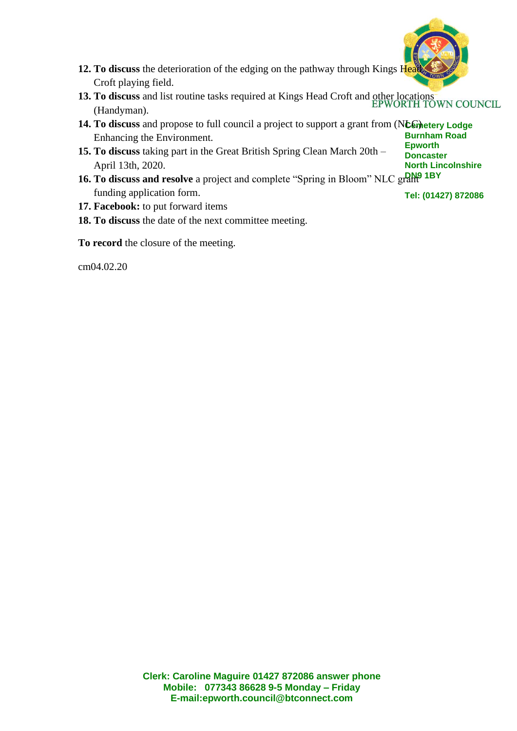EPWORTH TOWN COUNCIL

**Cemetery Lodge**
**Burnham Road**
**Epworth**
**Doncaster**
**North Lincolnshire**
**DN9 1BY**

**Tel: (01427) 872086**

12. **To discuss** the deterioration of the edging on the pathway through Kings Head Croft playing field.
13. **To discuss** and list routine tasks required at Kings Head Croft and other locations (Handyman).
14. **To discuss** and propose to full council a project to support a grant from (NLC) Enhancing the Environment.
15. **To discuss** taking part in the Great British Spring Clean March 20th – April 13th, 2020.
16. **To discuss and resolve** a project and complete "Spring in Bloom" NLC grant funding application form.
17. **Facebook:** to put forward items
18. **To discuss** the date of the next committee meeting.

**To record** the closure of the meeting.

cm04.02.20

**Clerk: Caroline Maguire 01427 872086 answer phone**
**Mobile: 077343 86628 9-5 Monday – Friday**
**E-mail:epworth.council@btconnect.com**